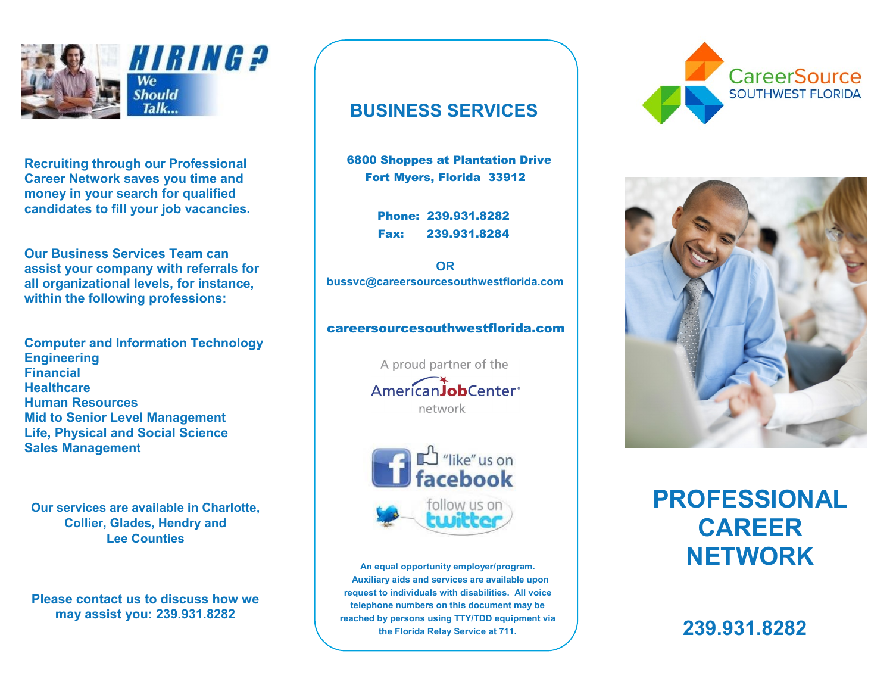**HIRING?**

*We Should Talk...*

**Recruiting through our Professional Career Network saves you time and money in your search for qualified candidates to fill your job vacancies.**

**Our Business Services Team can assist your company with referrals for all organizational levels, for instance, within the following professions:**

**Computer and Information Technology**
**Engineering**
**Financial**
**Healthcare**
**Human Resources**
**Mid to Senior Level Management**
**Life, Physical and Social Science**
**Sales Management**

**Our services are available in Charlotte, Collier, Glades, Hendry and Lee Counties**

**Please contact us to discuss how we may assist you: 239.931.8282**

## BUSINESS SERVICES

**6800 Shoppes at Plantation Drive**
**Fort Myers, Florida 33912**

**Phone: 239.931.8282**
**Fax: 239.931.8284**

**OR**
**bussvc@careersourcesouthwestflorida.com**

**careersourcesouthwestflorida.com**

A proud partner of the AmericanJobCenter network

"like" us on facebook

follow us on twitter

**An equal opportunity employer/program. Auxiliary aids and services are available upon request to individuals with disabilities. All voice telephone numbers on this document may be reached by persons using TTY/TDD equipment via the Florida Relay Service at 711.**

CareerSource SOUTHWEST FLORIDA

# PROFESSIONAL CAREER NETWORK

**239.931.8282**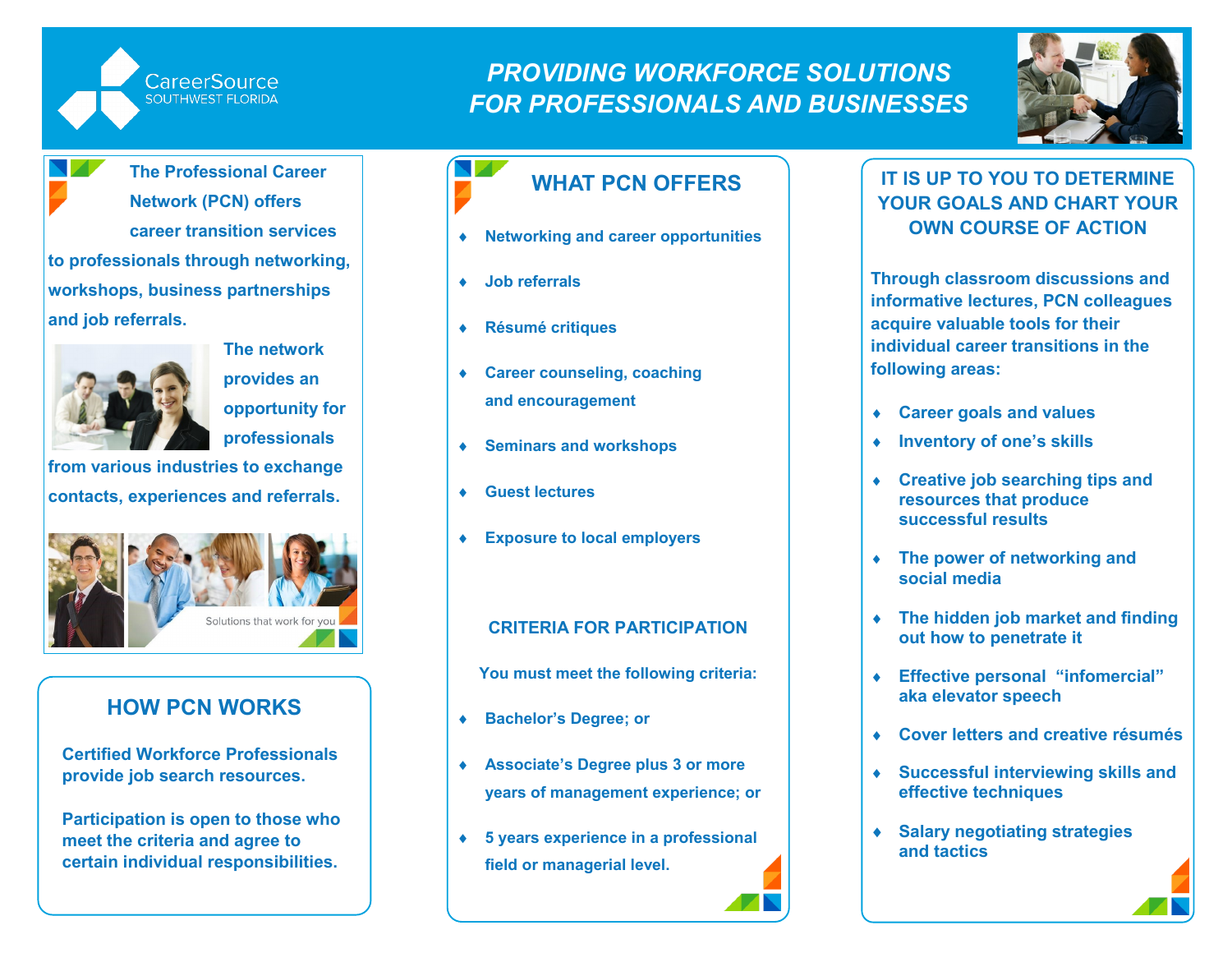CareerSource
SOUTHWEST FLORIDA

# PROVIDING WORKFORCE SOLUTIONS FOR PROFESSIONALS AND BUSINESSES

The Professional Career Network (PCN) offers career transition services to professionals through networking, workshops, business partnerships and job referrals.

The network provides an opportunity for professionals from various industries to exchange contacts, experiences and referrals.

Solutions that work for you

## HOW PCN WORKS

Certified Workforce Professionals provide job search resources.

Participation is open to those who meet the criteria and agree to certain individual responsibilities.

## WHAT PCN OFFERS

- Networking and career opportunities
- Job referrals
- Résumé critiques
- Career counseling, coaching and encouragement
- Seminars and workshops
- Guest lectures
- Exposure to local employers

## CRITERIA FOR PARTICIPATION

You must meet the following criteria:

- Bachelor's Degree; or
- Associate's Degree plus 3 or more years of management experience; or
- 5 years experience in a professional field or managerial level.

## IT IS UP TO YOU TO DETERMINE YOUR GOALS AND CHART YOUR OWN COURSE OF ACTION

Through classroom discussions and informative lectures, PCN colleagues acquire valuable tools for their individual career transitions in the following areas:

- Career goals and values
- Inventory of one's skills
- Creative job searching tips and resources that produce successful results
- The power of networking and social media
- The hidden job market and finding out how to penetrate it
- Effective personal "infomercial" aka elevator speech
- Cover letters and creative résumés
- Successful interviewing skills and effective techniques
- Salary negotiating strategies and tactics